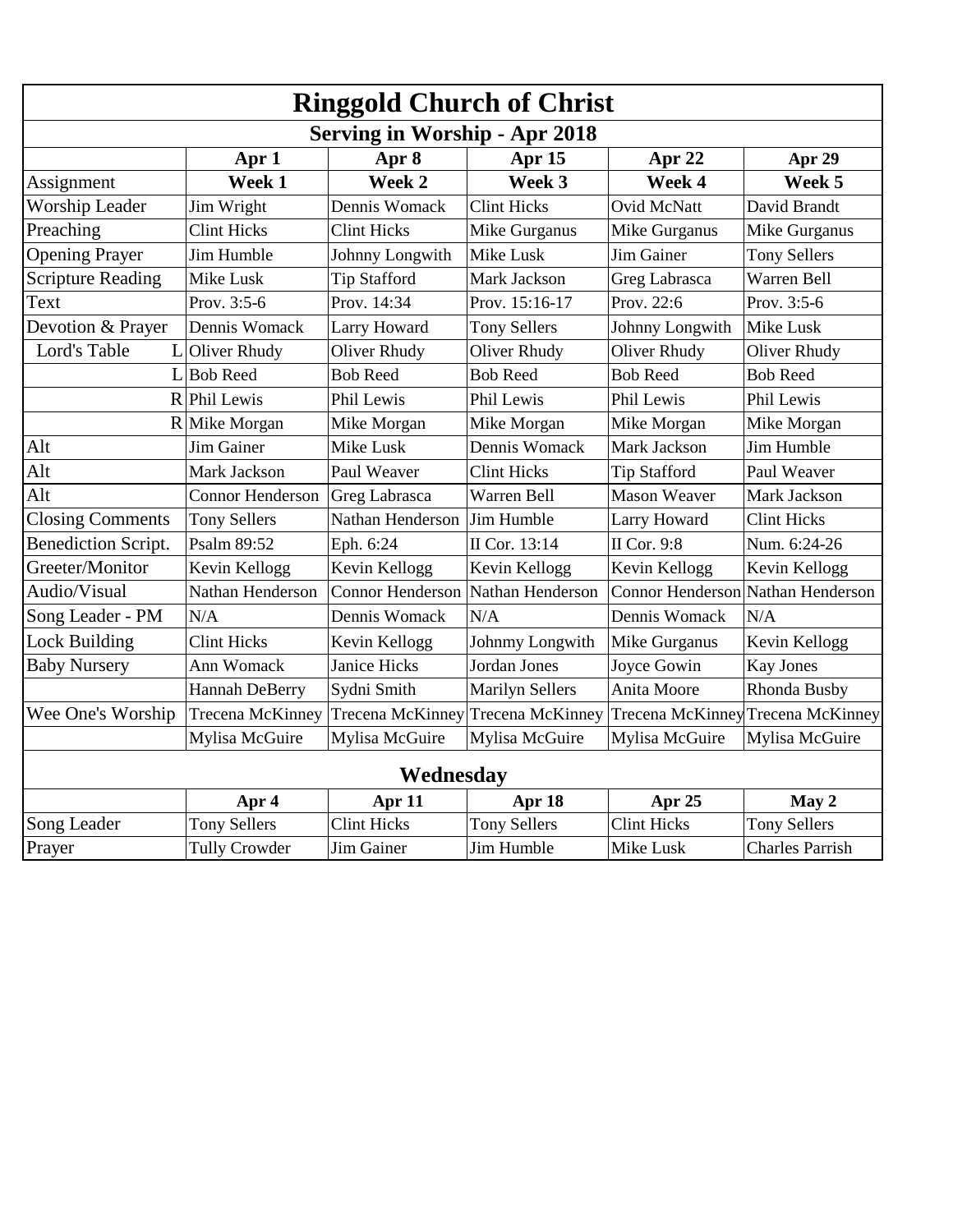# Ringgold Church of Christ

## Serving in Worship - Apr 2018

| | Apr 1 | Apr 8 | Apr 15 | Apr 22 | Apr 29 |
|---|---|---|---|---|---|
| Assignment | **Week 1** | **Week 2** | **Week 3** | **Week 4** | **Week 5** |
| Worship Leader | Jim Wright | Dennis Womack | Clint Hicks | Ovid McNatt | David Brandt |
| Preaching | Clint Hicks | Clint Hicks | Mike Gurganus | Mike Gurganus | Mike Gurganus |
| Opening Prayer | Jim Humble | Johnny Longwith | Mike Lusk | Jim Gainer | Tony Sellers |
| Scripture Reading | Mike Lusk | Tip Stafford | Mark Jackson | Greg Labrasca | Warren Bell |
| Text | Prov. 3:5-6 | Prov. 14:34 | Prov. 15:16-17 | Prov. 22:6 | Prov. 3:5-6 |
| Devotion & Prayer | Dennis Womack | Larry Howard | Tony Sellers | Johnny Longwith | Mike Lusk |
| Lord's Table L | Oliver Rhudy | Oliver Rhudy | Oliver Rhudy | Oliver Rhudy | Oliver Rhudy |
| L | Bob Reed | Bob Reed | Bob Reed | Bob Reed | Bob Reed |
| R | Phil Lewis | Phil Lewis | Phil Lewis | Phil Lewis | Phil Lewis |
| R | Mike Morgan | Mike Morgan | Mike Morgan | Mike Morgan | Mike Morgan |
| Alt | Jim Gainer | Mike Lusk | Dennis Womack | Mark Jackson | Jim Humble |
| Alt | Mark Jackson | Paul Weaver | Clint Hicks | Tip Stafford | Paul Weaver |
| Alt | Connor Henderson | Greg Labrasca | Warren Bell | Mason Weaver | Mark Jackson |
| Closing Comments | Tony Sellers | Nathan Henderson | Jim Humble | Larry Howard | Clint Hicks |
| Benediction Script. | Psalm 89:52 | Eph. 6:24 | II Cor. 13:14 | II Cor. 9:8 | Num. 6:24-26 |
| Greeter/Monitor | Kevin Kellogg | Kevin Kellogg | Kevin Kellogg | Kevin Kellogg | Kevin Kellogg |
| Audio/Visual | Nathan Henderson | Connor Henderson | Nathan Henderson | Connor Henderson | Nathan Henderson |
| Song Leader - PM | N/A | Dennis Womack | N/A | Dennis Womack | N/A |
| Lock Building | Clint Hicks | Kevin Kellogg | Johnmy Longwith | Mike Gurganus | Kevin Kellogg |
| Baby Nursery | Ann Womack | Janice Hicks | Jordan Jones | Joyce Gowin | Kay Jones |
| | Hannah DeBerry | Sydni Smith | Marilyn Sellers | Anita Moore | Rhonda Busby |
| Wee One's Worship | Trecena McKinney | Trecena McKinney | Trecena McKinney | Trecena McKinney | Trecena McKinney |
| | Mylisa McGuire | Mylisa McGuire | Mylisa McGuire | Mylisa McGuire | Mylisa McGuire |

## Wednesday

| | Apr 4 | Apr 11 | Apr 18 | Apr 25 | May 2 |
|---|---|---|---|---|---|
| Song Leader | Tony Sellers | Clint Hicks | Tony Sellers | Clint Hicks | Tony Sellers |
| Prayer | Tully Crowder | Jim Gainer | Jim Humble | Mike Lusk | Charles Parrish |